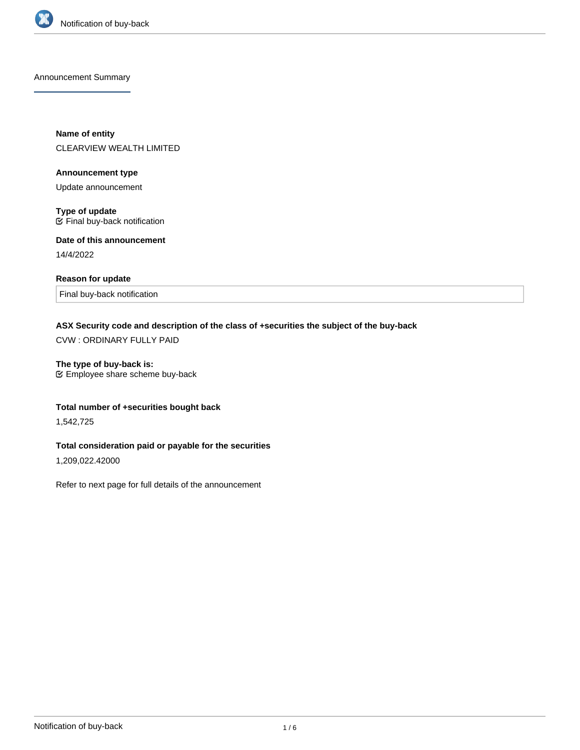Announcement Summary

**Name of entity**

CLEARVIEW WEALTH LIMITED

**Announcement type**

Update announcement

**Type of update**

☑ Final buy-back notification

**Date of this announcement**

14/4/2022

**Reason for update**

Final buy-back notification

**ASX Security code and description of the class of +securities the subject of the buy-back**

CVW : ORDINARY FULLY PAID

**The type of buy-back is:**

☑ Employee share scheme buy-back

**Total number of +securities bought back**

1,542,725

**Total consideration paid or payable for the securities**

1,209,022.42000

Refer to next page for full details of the announcement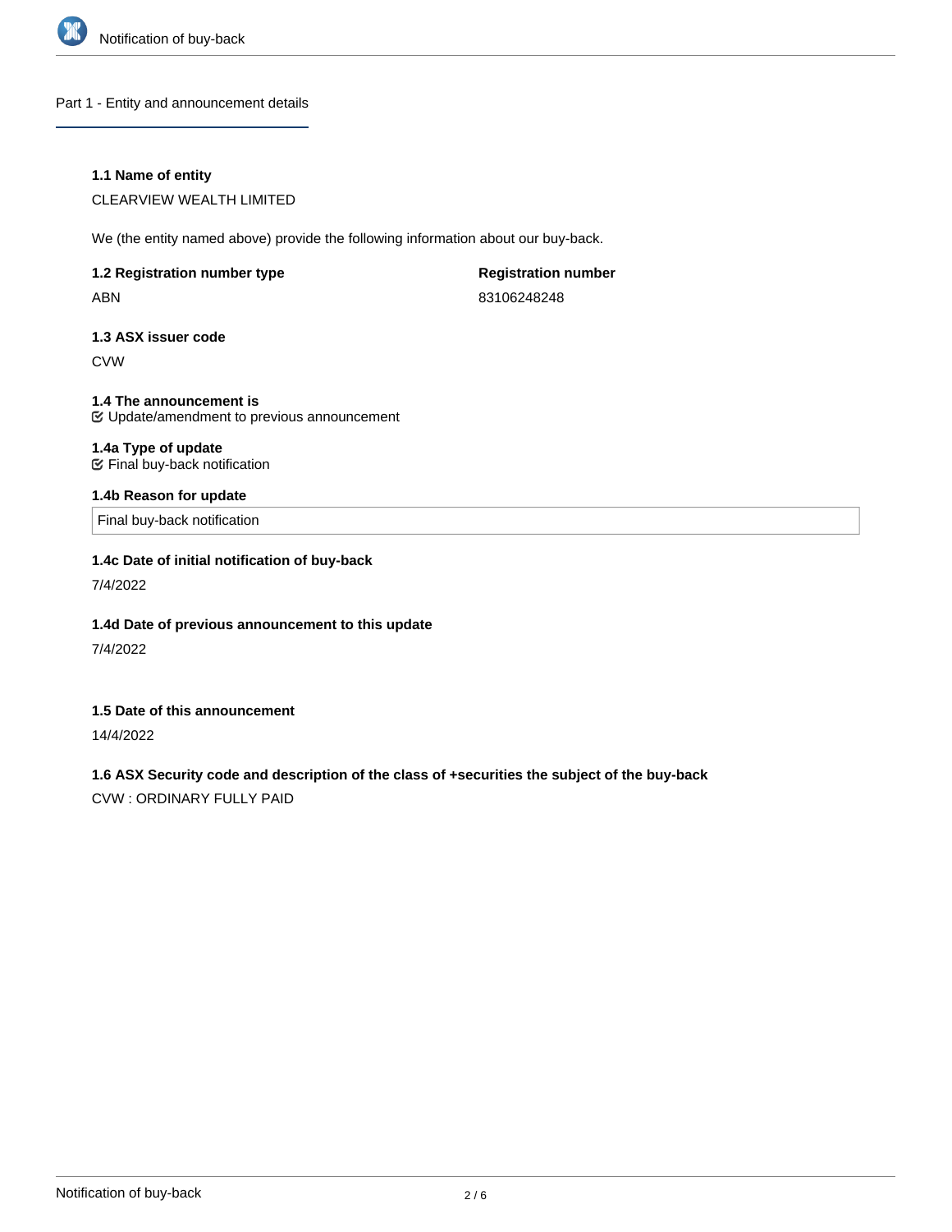## Part 1 - Entity and announcement details

### 1.1 Name of entity

CLEARVIEW WEALTH LIMITED

We (the entity named above) provide the following information about our buy-back.

| 1.2 Registration number type | Registration number |
| --- | --- |
| ABN | 83106248248 |

### 1.3 ASX issuer code

CVW

### 1.4 The announcement is

☑ Update/amendment to previous announcement

### 1.4a Type of update

☑ Final buy-back notification

### 1.4b Reason for update

Final buy-back notification

### 1.4c Date of initial notification of buy-back

7/4/2022

### 1.4d Date of previous announcement to this update

7/4/2022

### 1.5 Date of this announcement

14/4/2022

### 1.6 ASX Security code and description of the class of +securities the subject of the buy-back

CVW : ORDINARY FULLY PAID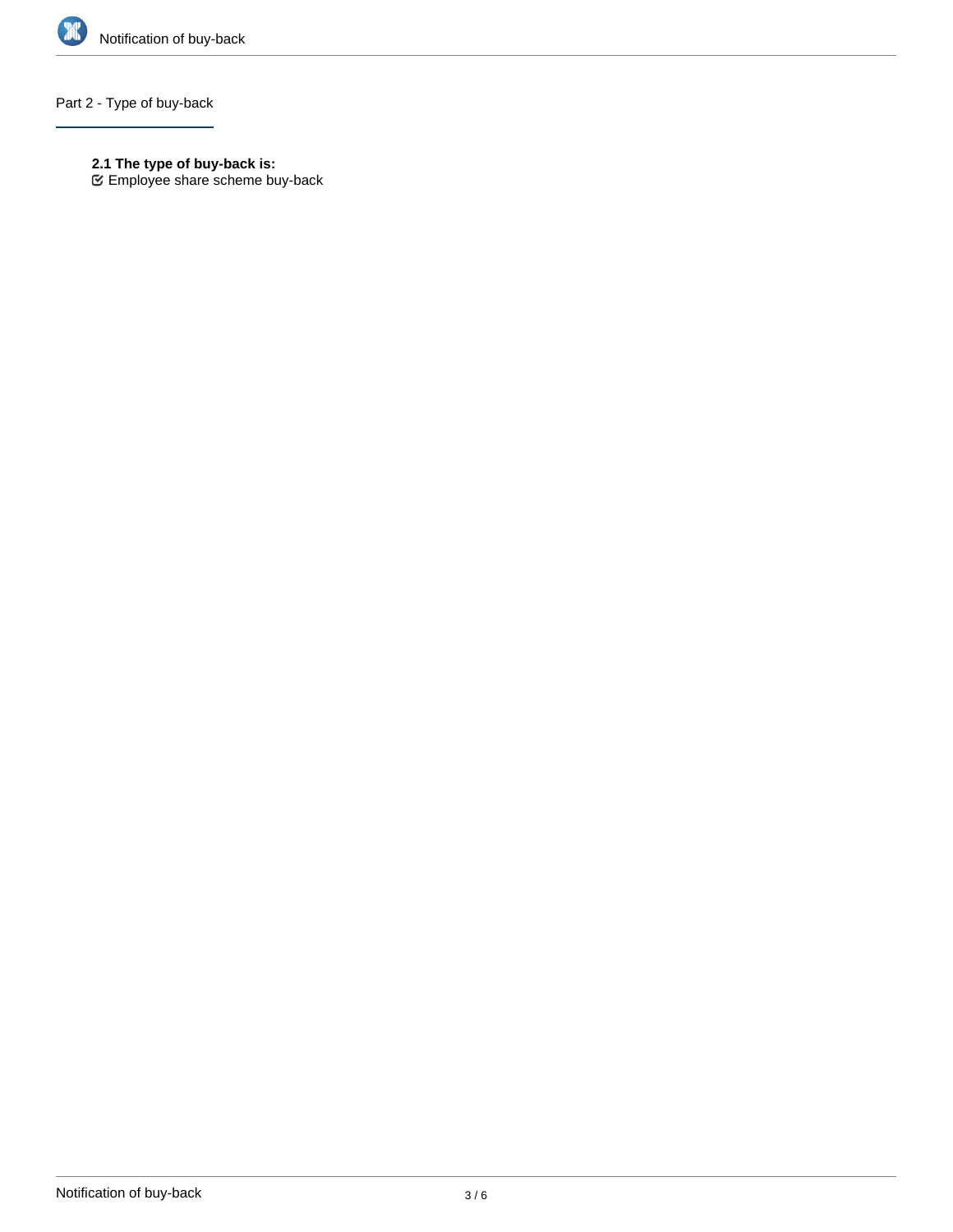## Part 2 - Type of buy-back

**2.1 The type of buy-back is:**

☑ Employee share scheme buy-back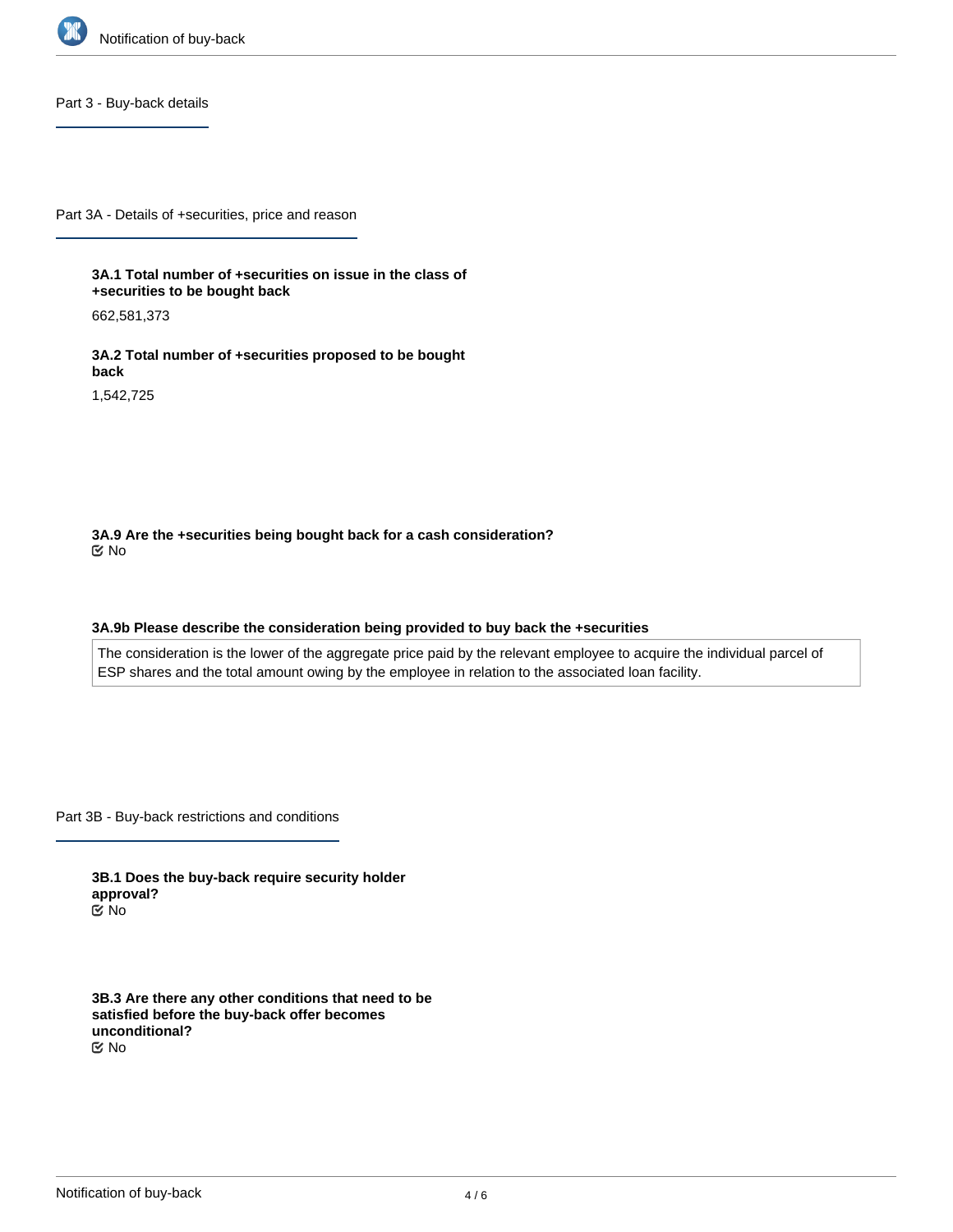## Part 3 - Buy-back details

### Part 3A - Details of +securities, price and reason

**3A.1 Total number of +securities on issue in the class of +securities to be bought back**

662,581,373

**3A.2 Total number of +securities proposed to be bought back**

1,542,725

**3A.9 Are the +securities being bought back for a cash consideration?**

☑ No

**3A.9b Please describe the consideration being provided to buy back the +securities**

The consideration is the lower of the aggregate price paid by the relevant employee to acquire the individual parcel of ESP shares and the total amount owing by the employee in relation to the associated loan facility.

### Part 3B - Buy-back restrictions and conditions

**3B.1 Does the buy-back require security holder approval?**

☑ No

**3B.3 Are there any other conditions that need to be satisfied before the buy-back offer becomes unconditional?**

☑ No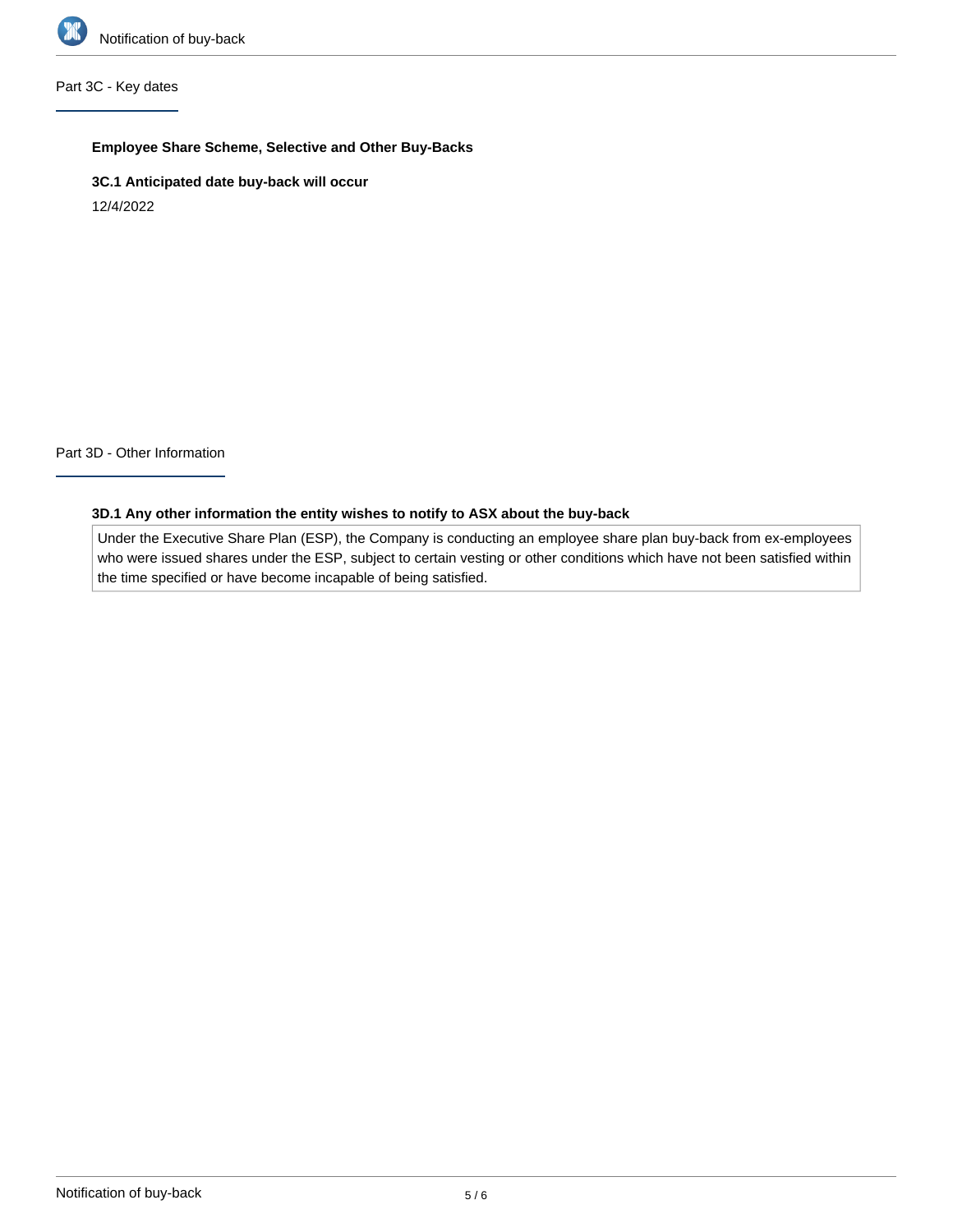## Part 3C - Key dates

### Employee Share Scheme, Selective and Other Buy-Backs

**3C.1 Anticipated date buy-back will occur**

12/4/2022

## Part 3D - Other Information

**3D.1 Any other information the entity wishes to notify to ASX about the buy-back**

Under the Executive Share Plan (ESP), the Company is conducting an employee share plan buy-back from ex-employees who were issued shares under the ESP, subject to certain vesting or other conditions which have not been satisfied within the time specified or have become incapable of being satisfied.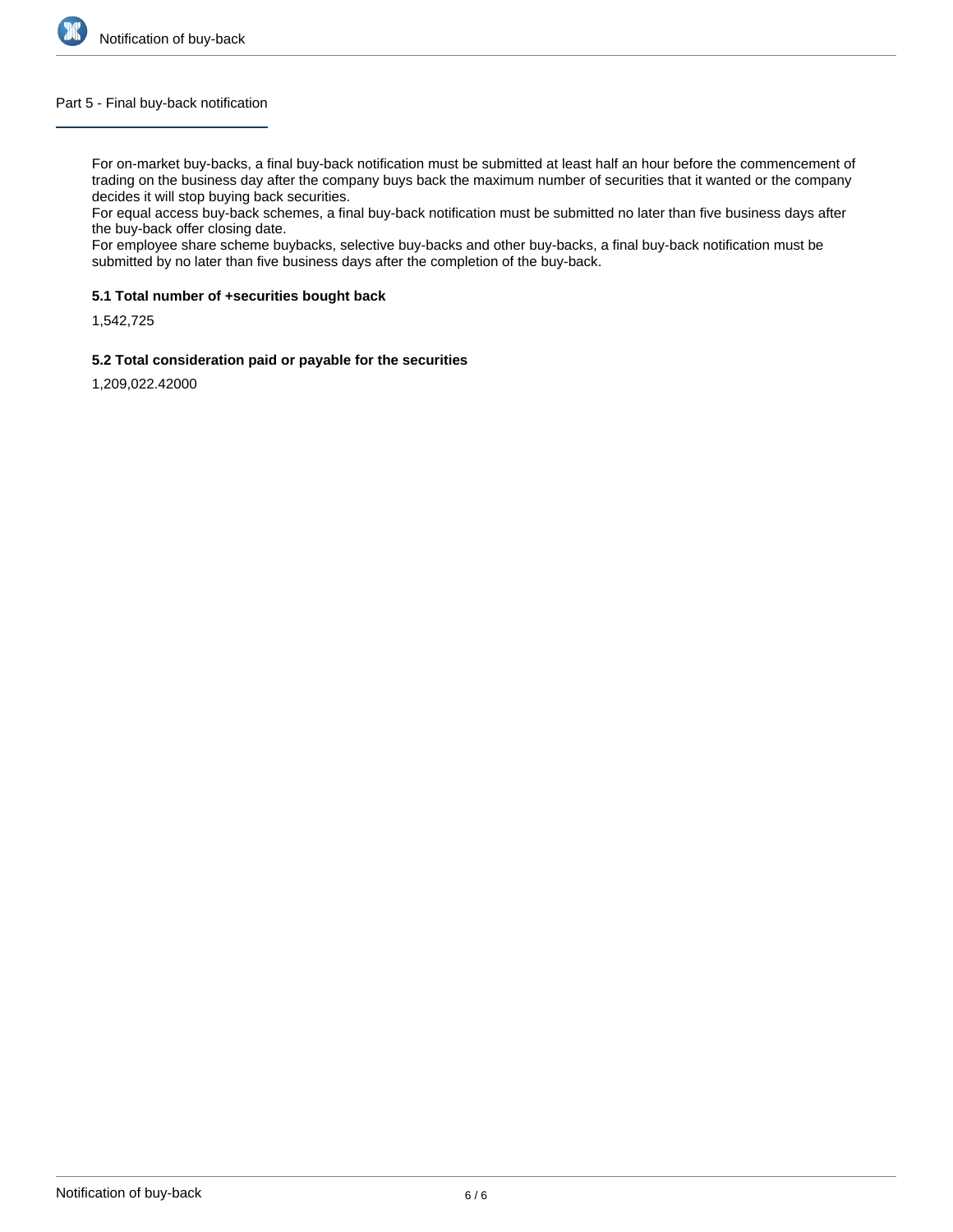## Part 5 - Final buy-back notification

For on-market buy-backs, a final buy-back notification must be submitted at least half an hour before the commencement of trading on the business day after the company buys back the maximum number of securities that it wanted or the company decides it will stop buying back securities.
For equal access buy-back schemes, a final buy-back notification must be submitted no later than five business days after the buy-back offer closing date.
For employee share scheme buybacks, selective buy-backs and other buy-backs, a final buy-back notification must be submitted by no later than five business days after the completion of the buy-back.

**5.1 Total number of +securities bought back**

1,542,725

**5.2 Total consideration paid or payable for the securities**

1,209,022.42000